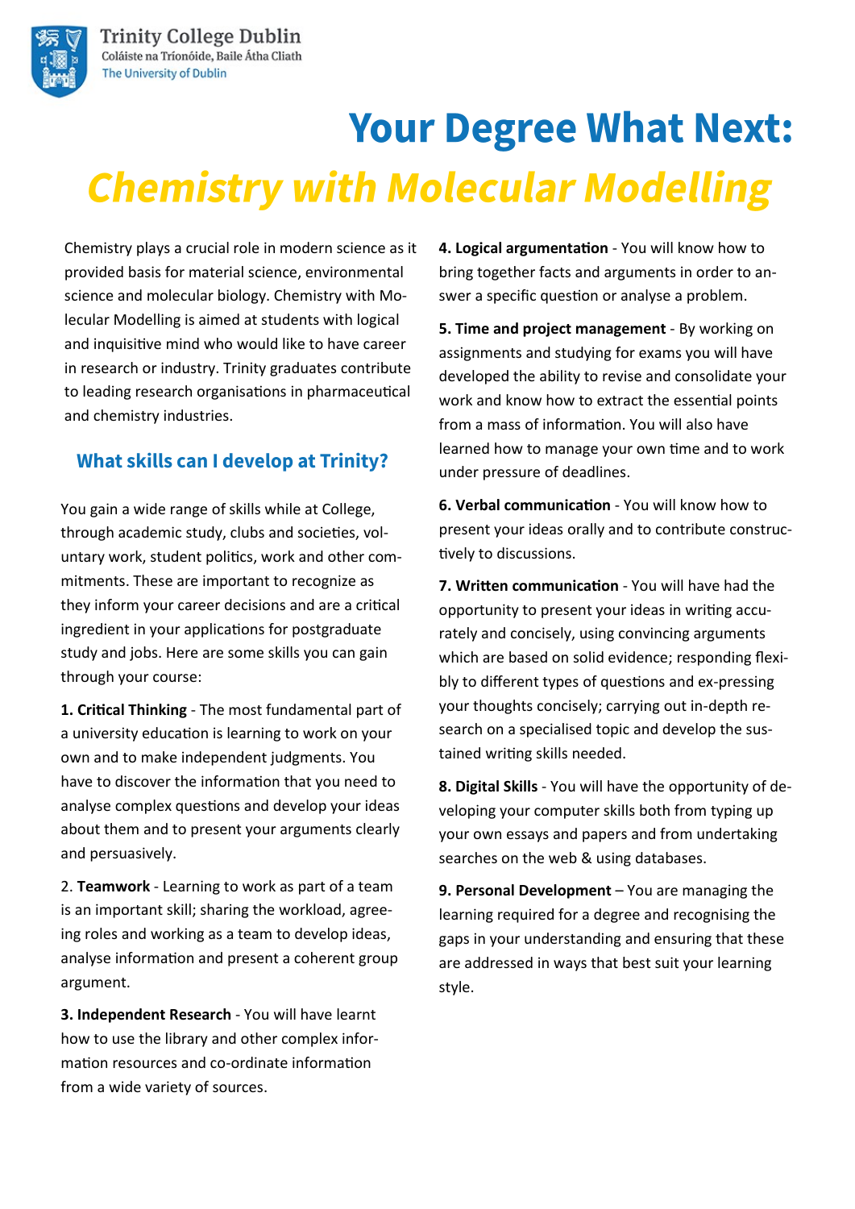Trinity College Dublin
Coláiste na Tríonóide, Baile Átha Cliath
The University of Dublin

# Your Degree What Next:
# *Chemistry with Molecular Modelling*

Chemistry plays a crucial role in modern science as it provided basis for material science, environmental science and molecular biology. Chemistry with Molecular Modelling is aimed at students with logical and inquisitive mind who would like to have career in research or industry. Trinity graduates contribute to leading research organisations in pharmaceutical and chemistry industries.

## What skills can I develop at Trinity?

You gain a wide range of skills while at College, through academic study, clubs and societies, voluntary work, student politics, work and other commitments. These are important to recognize as they inform your career decisions and are a critical ingredient in your applications for postgraduate study and jobs. Here are some skills you can gain through your course:

**1. Critical Thinking** - The most fundamental part of a university education is learning to work on your own and to make independent judgments. You have to discover the information that you need to analyse complex questions and develop your ideas about them and to present your arguments clearly and persuasively.

2. **Teamwork** - Learning to work as part of a team is an important skill; sharing the workload, agreeing roles and working as a team to develop ideas, analyse information and present a coherent group argument.

**3. Independent Research** - You will have learnt how to use the library and other complex information resources and co-ordinate information from a wide variety of sources.

**4. Logical argumentation** - You will know how to bring together facts and arguments in order to answer a specific question or analyse a problem.

**5. Time and project management** - By working on assignments and studying for exams you will have developed the ability to revise and consolidate your work and know how to extract the essential points from a mass of information. You will also have learned how to manage your own time and to work under pressure of deadlines.

**6. Verbal communication** - You will know how to present your ideas orally and to contribute constructively to discussions.

**7. Written communication** - You will have had the opportunity to present your ideas in writing accurately and concisely, using convincing arguments which are based on solid evidence; responding flexibly to different types of questions and ex-pressing your thoughts concisely; carrying out in-depth research on a specialised topic and develop the sustained writing skills needed.

**8. Digital Skills** - You will have the opportunity of developing your computer skills both from typing up your own essays and papers and from undertaking searches on the web & using databases.

**9. Personal Development** – You are managing the learning required for a degree and recognising the gaps in your understanding and ensuring that these are addressed in ways that best suit your learning style.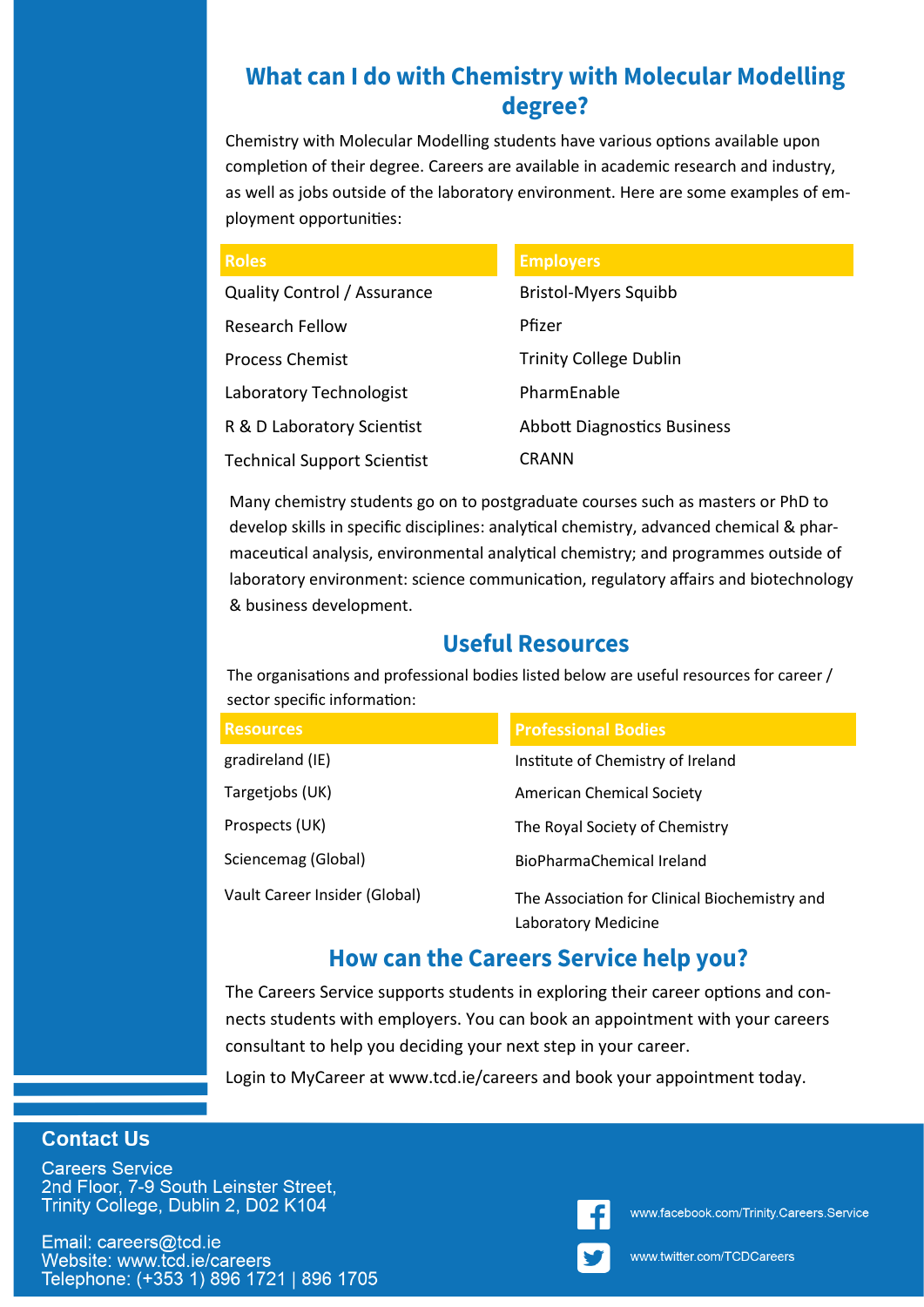## What can I do with Chemistry with Molecular Modelling degree?

Chemistry with Molecular Modelling students have various options available upon completion of their degree. Careers are available in academic research and industry, as well as jobs outside of the laboratory environment. Here are some examples of employment opportunities:

| Roles | Employers |
|---|---|
| Quality Control / Assurance | Bristol-Myers Squibb |
| Research Fellow | Pfizer |
| Process Chemist | Trinity College Dublin |
| Laboratory Technologist | PharmEnable |
| R & D Laboratory Scientist | Abbott Diagnostics Business |
| Technical Support Scientist | CRANN |

Many chemistry students go on to postgraduate courses such as masters or PhD to develop skills in specific disciplines: analytical chemistry, advanced chemical & pharmaceutical analysis, environmental analytical chemistry; and programmes outside of laboratory environment: science communication, regulatory affairs and biotechnology & business development.

## Useful Resources

The organisations and professional bodies listed below are useful resources for career / sector specific information:

| Resources | Professional Bodies |
|---|---|
| gradireland (IE) | Institute of Chemistry of Ireland |
| Targetjobs (UK) | American Chemical Society |
| Prospects (UK) | The Royal Society of Chemistry |
| Sciencemag (Global) | BioPharmaChemical Ireland |
| Vault Career Insider (Global) | The Association for Clinical Biochemistry and Laboratory Medicine |

## How can the Careers Service help you?

The Careers Service supports students in exploring their career options and connects students with employers. You can book an appointment with your careers consultant to help you deciding your next step in your career.

Login to MyCareer at www.tcd.ie/careers and book your appointment today.

### Contact Us

Careers Service
2nd Floor, 7-9 South Leinster Street,
Trinity College, Dublin 2, D02 K104

Email: careers@tcd.ie
Website: www.tcd.ie/careers
Telephone: (+353 1) 896 1721 | 896 1705

www.facebook.com/Trinity.Careers.Service

www.twitter.com/TCDCareers